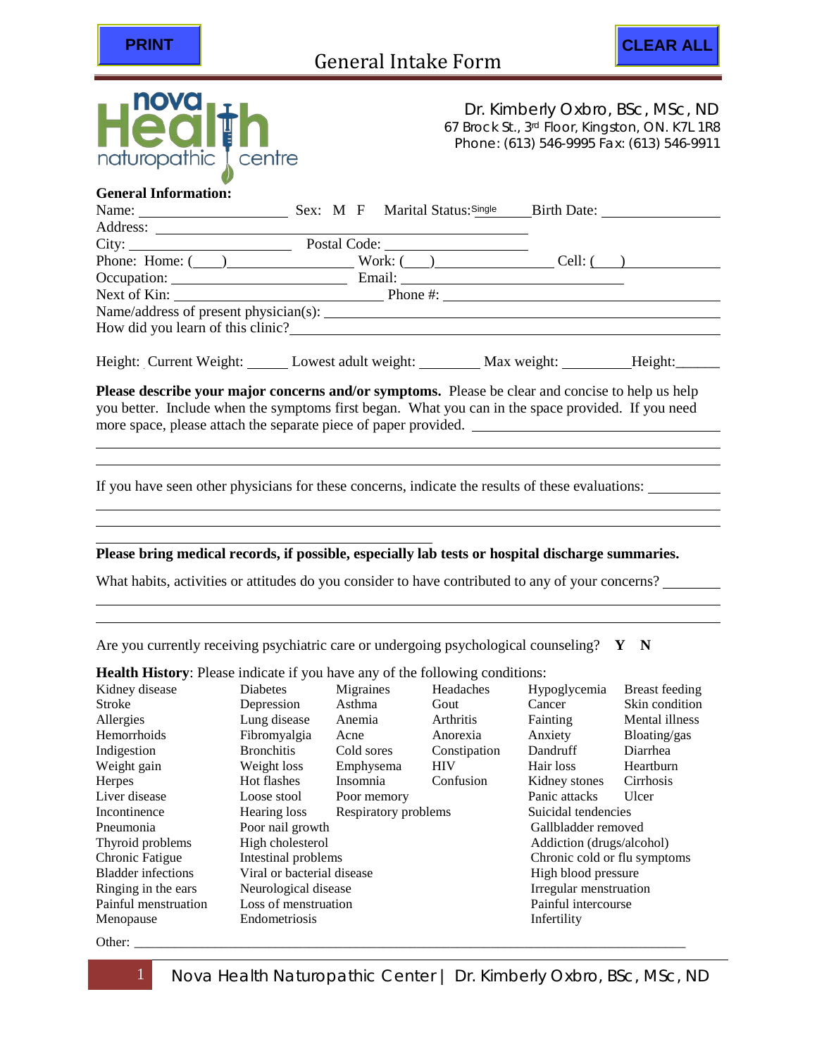PRINT

# General Intake Form

CLEAR ALL

Dr. Kimberly Oxbro, BSc, MSc, ND
67 Brock St., 3rd Floor, Kingston, ON. K7L 1R8
Phone: (613) 546-9995 Fax: (613) 546-9911

**General Information:**

Name: ____________________ Sex: M F Marital Status: Single ______ Birth Date: ________________

Address: ______________________________________________

City: ____________________ Postal Code: ____________________

Phone: Home: (____)________________ Work: (___)________________ Cell: (___)____________

Occupation: ______________________ Email: ______________________________

Next of Kin: ____________________________ Phone #: ______________________________

Name/address of present physician(s): ______________________________________________

How did you learn of this clinic?______________________________________________

Height: Current Weight: ______ Lowest adult weight: ________ Max weight: _________Height:______

**Please describe your major concerns and/or symptoms.** Please be clear and concise to help us help you better. Include when the symptoms first began. What you can in the space provided. If you need more space, please attach the separate piece of paper provided. ______________________________

If you have seen other physicians for these concerns, indicate the results of these evaluations: __________

**Please bring medical records, if possible, especially lab tests or hospital discharge summaries.**

What habits, activities or attitudes do you consider to have contributed to any of your concerns? ________

Are you currently receiving psychiatric care or undergoing psychological counseling? **Y** **N**

**Health History**: Please indicate if you have any of the following conditions:

| | | | | | |
|---|---|---|---|---|---|
| Kidney disease | Diabetes | Migraines | Headaches | Hypoglycemia | Breast feeding |
| Stroke | Depression | Asthma | Gout | Cancer | Skin condition |
| Allergies | Lung disease | Anemia | Arthritis | Fainting | Mental illness |
| Hemorrhoids | Fibromyalgia | Acne | Anorexia | Anxiety | Bloating/gas |
| Indigestion | Bronchitis | Cold sores | Constipation | Dandruff | Diarrhea |
| Weight gain | Weight loss | Emphysema | HIV | Hair loss | Heartburn |
| Herpes | Hot flashes | Insomnia | Confusion | Kidney stones | Cirrhosis |
| Liver disease | Loose stool | Poor memory | | Panic attacks | Ulcer |
| Incontinence | Hearing loss | Respiratory problems | | Suicidal tendencies | |
| Pneumonia | Poor nail growth | | | Gallbladder removed | |
| Thyroid problems | High cholesterol | | | Addiction (drugs/alcohol) | |
| Chronic Fatigue | Intestinal problems | | | Chronic cold or flu symptoms | |
| Bladder infections | Viral or bacterial disease | | | High blood pressure | |
| Ringing in the ears | Neurological disease | | | Irregular menstruation | |
| Painful menstruation | Loss of menstruation | | | Painful intercourse | |
| Menopause | Endometriosis | | | Infertility | |

Other: ______________________________________________________________________________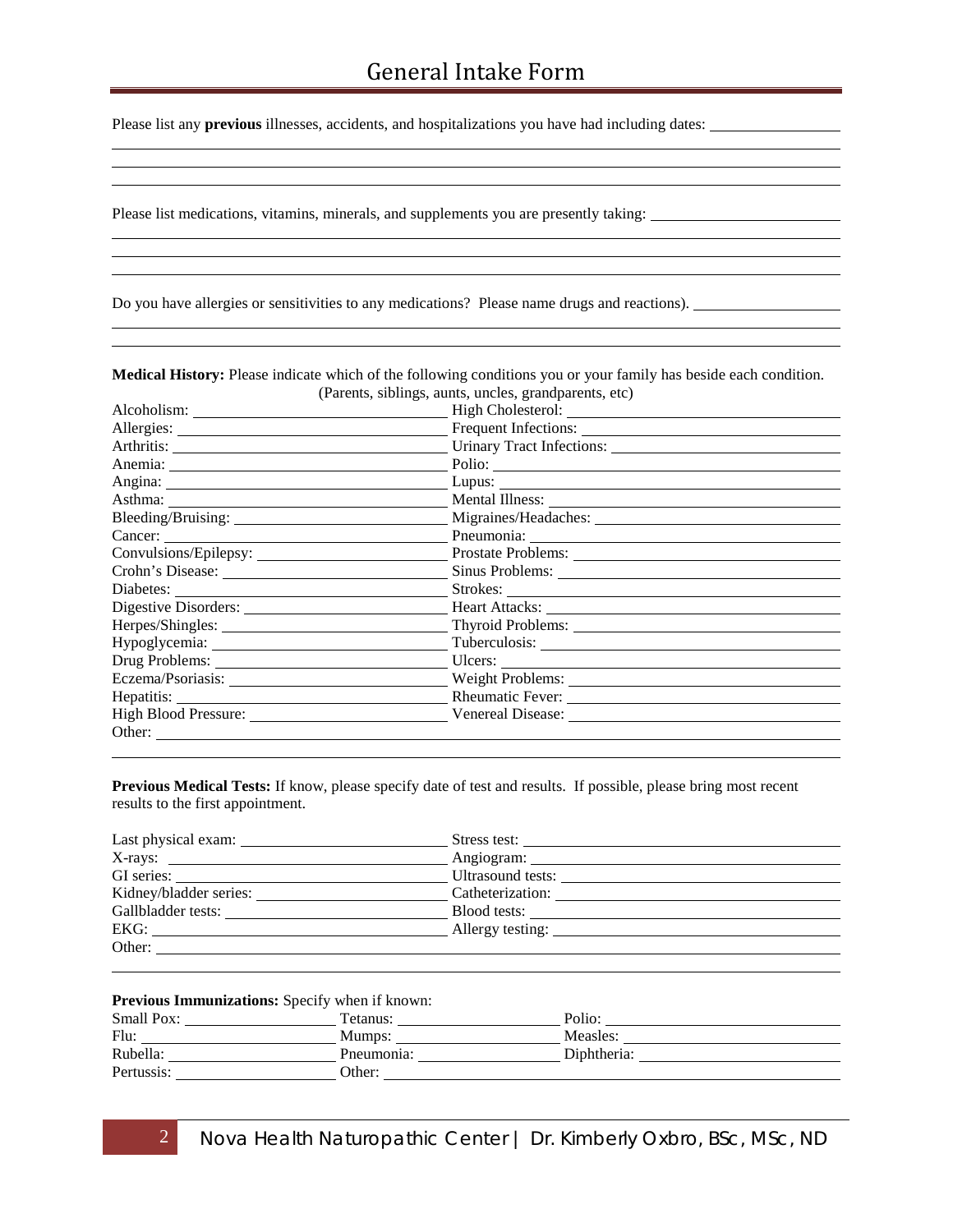# General Intake Form

Please list any **previous** illnesses, accidents, and hospitalizations you have had including dates: \_\_\_\_\_\_\_\_\_\_\_\_\_\_\_\_

Please list medications, vitamins, minerals, and supplements you are presently taking: \_\_\_\_\_\_\_\_\_\_\_\_\_\_\_\_

Do you have allergies or sensitivities to any medications? Please name drugs and reactions). \_\_\_\_\_\_\_\_\_\_\_\_\_\_\_\_

**Medical History:** Please indicate which of the following conditions you or your family has beside each condition. (Parents, siblings, aunts, uncles, grandparents, etc)

| | |
|---|---|
| Alcoholism: | High Cholesterol: |
| Allergies: | Frequent Infections: |
| Arthritis: | Urinary Tract Infections: |
| Anemia: | Polio: |
| Angina: | Lupus: |
| Asthma: | Mental Illness: |
| Bleeding/Bruising: | Migraines/Headaches: |
| Cancer: | Pneumonia: |
| Convulsions/Epilepsy: | Prostate Problems: |
| Crohn's Disease: | Sinus Problems: |
| Diabetes: | Strokes: |
| Digestive Disorders: | Heart Attacks: |
| Herpes/Shingles: | Thyroid Problems: |
| Hypoglycemia: | Tuberculosis: |
| Drug Problems: | Ulcers: |
| Eczema/Psoriasis: | Weight Problems: |
| Hepatitis: | Rheumatic Fever: |
| High Blood Pressure: | Venereal Disease: |
| Other: | |

**Previous Medical Tests:** If know, please specify date of test and results. If possible, please bring most recent results to the first appointment.

| | |
|---|---|
| Last physical exam: | Stress test: |
| X-rays: | Angiogram: |
| GI series: | Ultrasound tests: |
| Kidney/bladder series: | Catheterization: |
| Gallbladder tests: | Blood tests: |
| EKG: | Allergy testing: |
| Other: | |

**Previous Immunizations:** Specify when if known:

| | | |
|---|---|---|
| Small Pox: | Tetanus: | Polio: |
| Flu: | Mumps: | Measles: |
| Rubella: | Pneumonia: | Diphtheria: |
| Pertussis: | Other: | |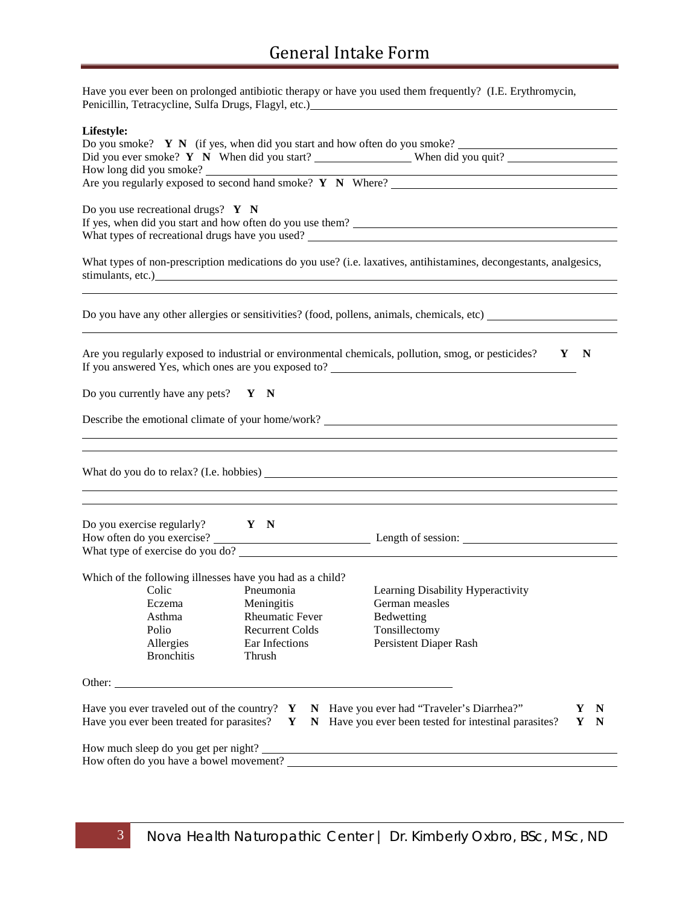# General Intake Form

Have you ever been on prolonged antibiotic therapy or have you used them frequently? (I.E. Erythromycin, Penicillin, Tetracycline, Sulfa Drugs, Flagyl, etc.) \_\_\_\_\_\_\_\_\_\_\_\_\_\_\_\_\_\_\_\_

**Lifestyle:**

Do you smoke? **Y N** (if yes, when did you start and how often do you smoke? \_\_\_\_\_\_\_\_\_\_\_\_\_\_\_\_\_\_\_\_

Did you ever smoke? **Y N** When did you start? \_\_\_\_\_\_\_\_\_\_ When did you quit? \_\_\_\_\_\_\_\_\_\_

How long did you smoke? \_\_\_\_\_\_\_\_\_\_\_\_\_\_\_\_\_\_\_\_

Are you regularly exposed to second hand smoke? **Y N** Where? \_\_\_\_\_\_\_\_\_\_\_\_\_\_\_\_\_\_\_\_

Do you use recreational drugs? **Y N**

If yes, when did you start and how often do you use them? \_\_\_\_\_\_\_\_\_\_\_\_\_\_\_\_\_\_\_\_

What types of recreational drugs have you used? \_\_\_\_\_\_\_\_\_\_\_\_\_\_\_\_\_\_\_\_

What types of non-prescription medications do you use? (i.e. laxatives, antihistamines, decongestants, analgesics, stimulants, etc.) \_\_\_\_\_\_\_\_\_\_\_\_\_\_\_\_\_\_\_\_

Do you have any other allergies or sensitivities? (food, pollens, animals, chemicals, etc) \_\_\_\_\_\_\_\_\_\_\_\_\_\_\_\_\_\_\_\_

Are you regularly exposed to industrial or environmental chemicals, pollution, smog, or pesticides? **Y N**

If you answered Yes, which ones are you exposed to? \_\_\_\_\_\_\_\_\_\_\_\_\_\_\_\_\_\_\_\_

Do you currently have any pets? **Y N**

Describe the emotional climate of your home/work? \_\_\_\_\_\_\_\_\_\_\_\_\_\_\_\_\_\_\_\_

What do you do to relax? (I.e. hobbies) \_\_\_\_\_\_\_\_\_\_\_\_\_\_\_\_\_\_\_\_

Do you exercise regularly? **Y N**

How often do you exercise? \_\_\_\_\_\_\_\_\_\_ Length of session: \_\_\_\_\_\_\_\_\_\_

What type of exercise do you do? \_\_\_\_\_\_\_\_\_\_\_\_\_\_\_\_\_\_\_\_

Which of the following illnesses have you had as a child?

| | | |
|---|---|---|
| Colic | Pneumonia | Learning Disability Hyperactivity |
| Eczema | Meningitis | German measles |
| Asthma | Rheumatic Fever | Bedwetting |
| Polio | Recurrent Colds | Tonsillectomy |
| Allergies | Ear Infections | Persistent Diaper Rash |
| Bronchitis | Thrush | |

Other: \_\_\_\_\_\_\_\_\_\_\_\_\_\_\_\_\_\_\_\_

Have you ever traveled out of the country? **Y N** Have you ever had "Traveler's Diarrhea?" **Y N**

Have you ever been treated for parasites? **Y N** Have you ever been tested for intestinal parasites? **Y N**

How much sleep do you get per night? \_\_\_\_\_\_\_\_\_\_\_\_\_\_\_\_\_\_\_\_

How often do you have a bowel movement? \_\_\_\_\_\_\_\_\_\_\_\_\_\_\_\_\_\_\_\_